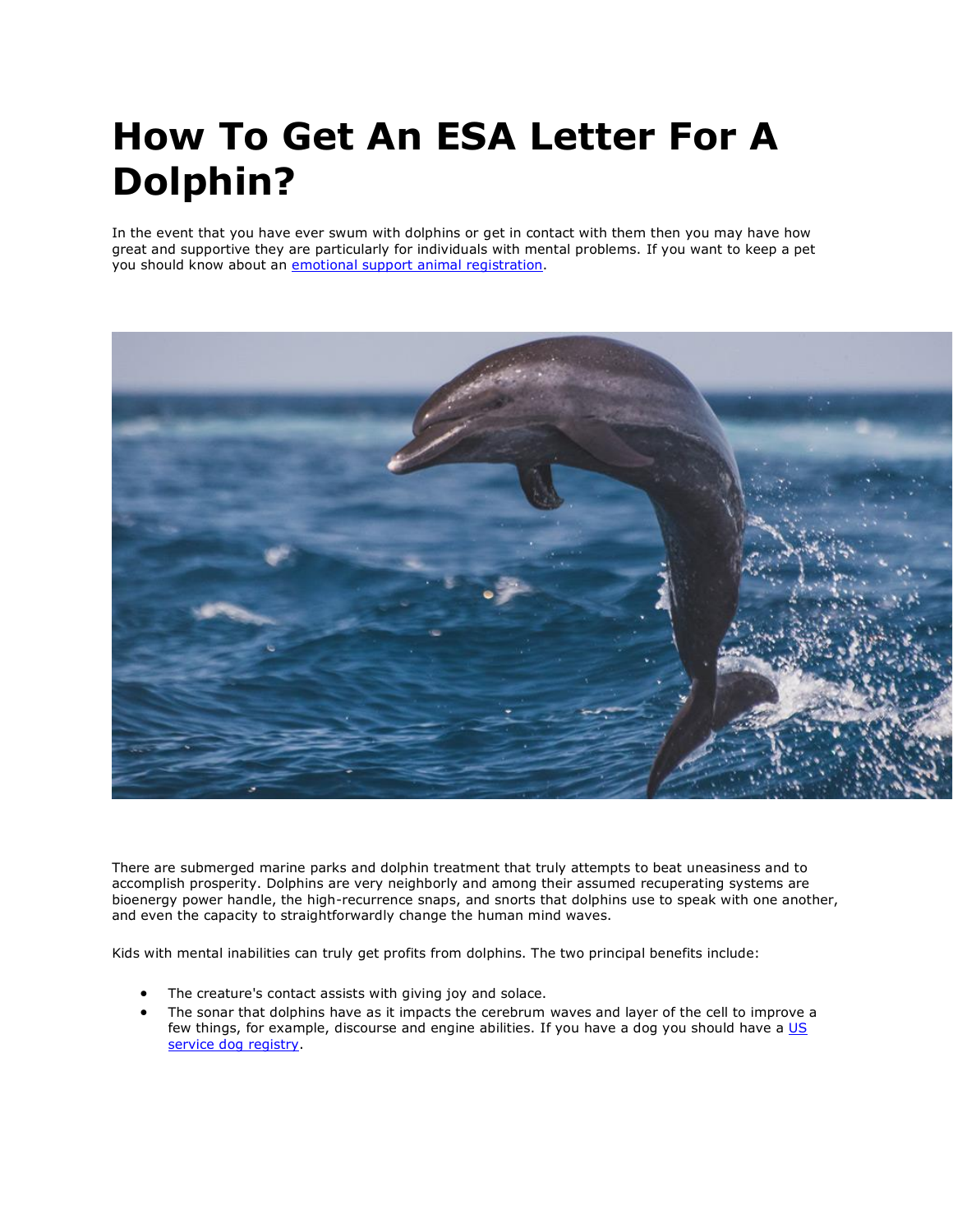# How To Get An ESA Letter For A Dolphin?

In the event that you have ever swum with dolphins or get in contact with them then you may have how great and supportive they are particularly for individuals with mental problems. If you want to keep a pet you should know about an emotional support animal registration.

There are submerged marine parks and dolphin treatment that truly attempts to beat uneasiness and to accomplish prosperity. Dolphins are very neighborly and among their assumed recuperating systems are bioenergy power handle, the high-recurrence snaps, and snorts that dolphins use to speak with one another, and even the capacity to straightforwardly change the human mind waves.

Kids with mental inabilities can truly get profits from dolphins. The two principal benefits include:

- The creature's contact assists with giving joy and solace.
- The sonar that dolphins have as it impacts the cerebrum waves and layer of the cell to improve a few things, for example, discourse and engine abilities. If you have a dog you should have a US service dog registry.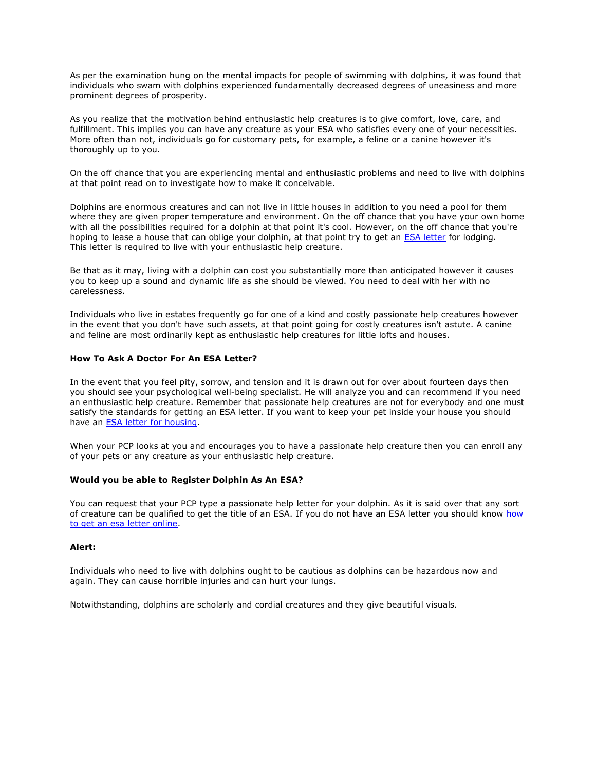As per the examination hung on the mental impacts for people of swimming with dolphins, it was found that individuals who swam with dolphins experienced fundamentally decreased degrees of uneasiness and more prominent degrees of prosperity.

As you realize that the motivation behind enthusiastic help creatures is to give comfort, love, care, and fulfillment. This implies you can have any creature as your ESA who satisfies every one of your necessities. More often than not, individuals go for customary pets, for example, a feline or a canine however it's thoroughly up to you.

On the off chance that you are experiencing mental and enthusiastic problems and need to live with dolphins at that point read on to investigate how to make it conceivable.

Dolphins are enormous creatures and can not live in little houses in addition to you need a pool for them where they are given proper temperature and environment. On the off chance that you have your own home with all the possibilities required for a dolphin at that point it's cool. However, on the off chance that you're hoping to lease a house that can oblige your dolphin, at that point try to get an [ESA letter]() for lodging. This letter is required to live with your enthusiastic help creature.

Be that as it may, living with a dolphin can cost you substantially more than anticipated however it causes you to keep up a sound and dynamic life as she should be viewed. You need to deal with her with no carelessness.

Individuals who live in estates frequently go for one of a kind and costly passionate help creatures however in the event that you don't have such assets, at that point going for costly creatures isn't astute. A canine and feline are most ordinarily kept as enthusiastic help creatures for little lofts and houses.

**How To Ask A Doctor For An ESA Letter?**

In the event that you feel pity, sorrow, and tension and it is drawn out for over about fourteen days then you should see your psychological well-being specialist. He will analyze you and can recommend if you need an enthusiastic help creature. Remember that passionate help creatures are not for everybody and one must satisfy the standards for getting an ESA letter. If you want to keep your pet inside your house you should have an [ESA letter for housing]().

When your PCP looks at you and encourages you to have a passionate help creature then you can enroll any of your pets or any creature as your enthusiastic help creature.

**Would you be able to Register Dolphin As An ESA?**

You can request that your PCP type a passionate help letter for your dolphin. As it is said over that any sort of creature can be qualified to get the title of an ESA. If you do not have an ESA letter you should know [how to get an esa letter online]().

**Alert:**

Individuals who need to live with dolphins ought to be cautious as dolphins can be hazardous now and again. They can cause horrible injuries and can hurt your lungs.

Notwithstanding, dolphins are scholarly and cordial creatures and they give beautiful visuals.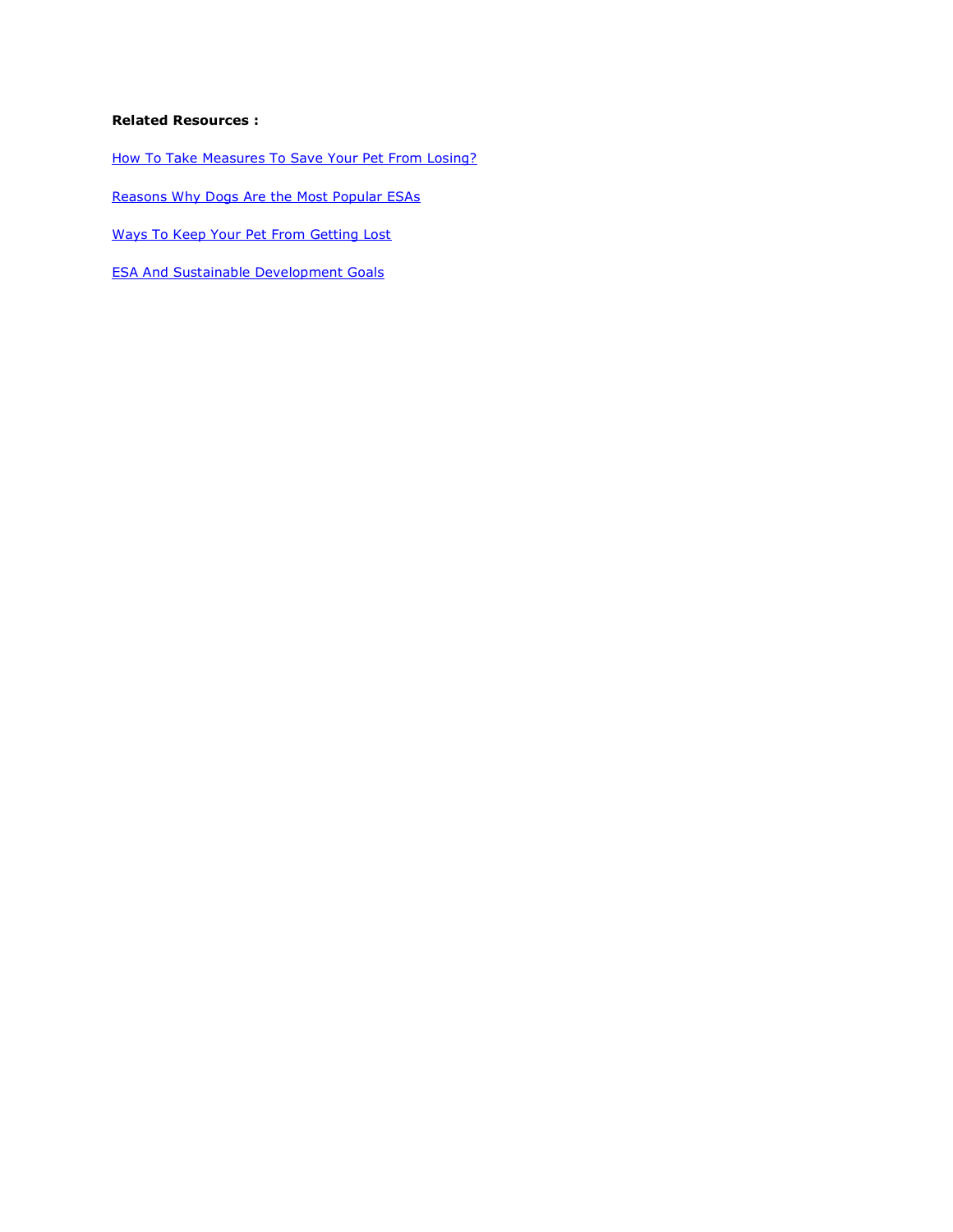**Related Resources :**

How To Take Measures To Save Your Pet From Losing?

Reasons Why Dogs Are the Most Popular ESAs

Ways To Keep Your Pet From Getting Lost

ESA And Sustainable Development Goals